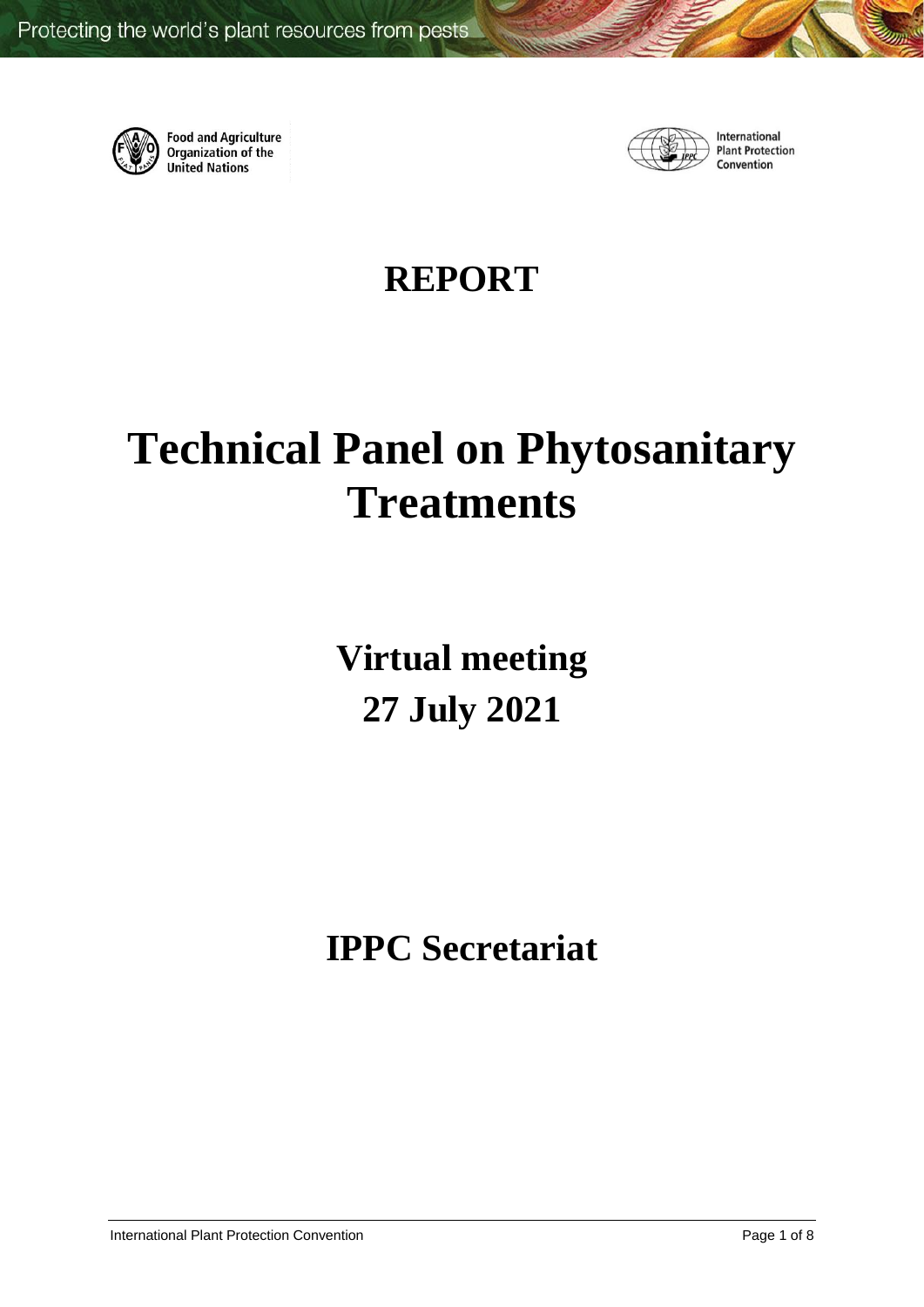Food and Agriculture Organization of the United Nations

International Plant Protection Convention

# REPORT

# Technical Panel on Phytosanitary Treatments

## Virtual meeting
## 27 July 2021

## IPPC Secretariat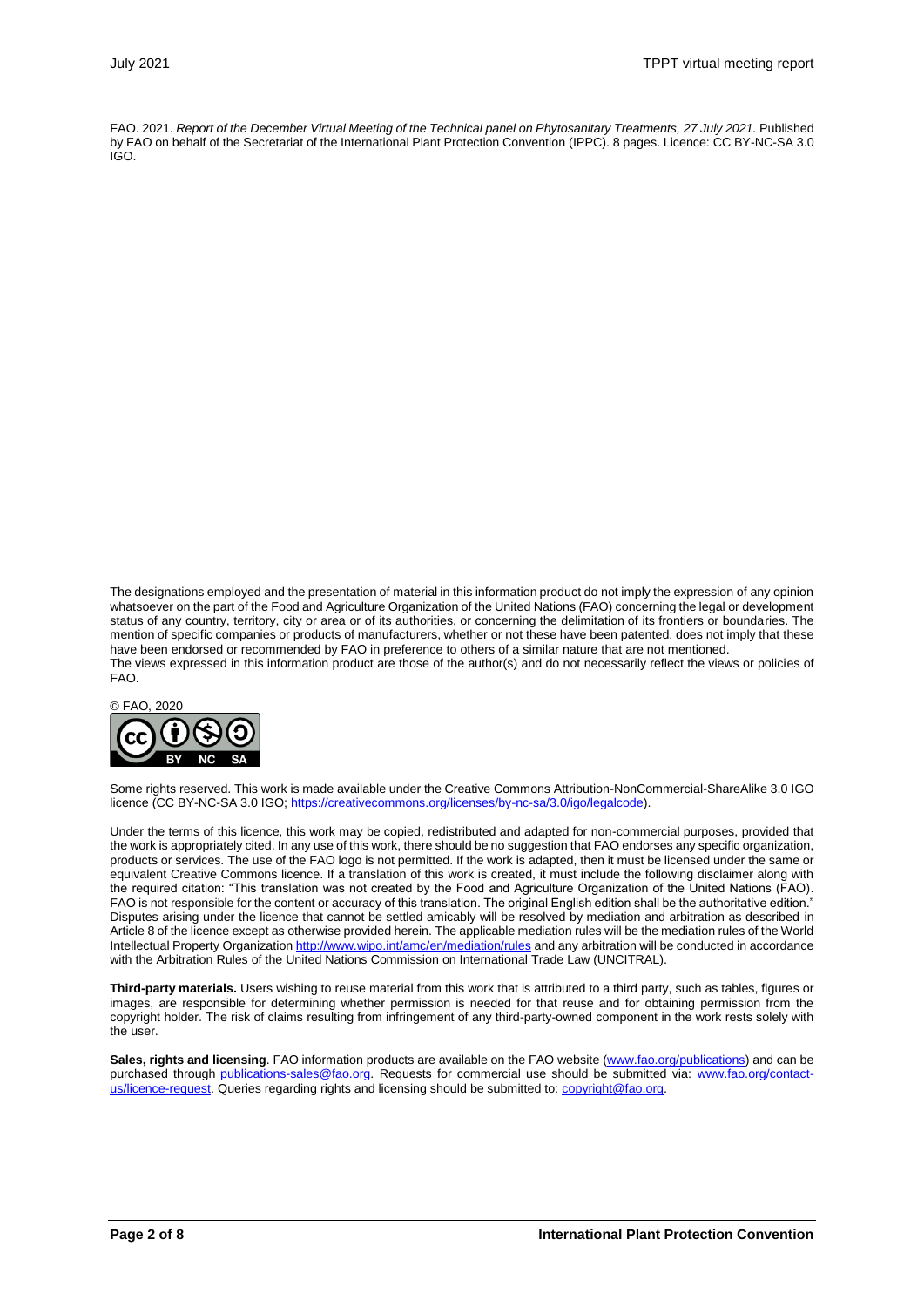FAO. 2021. *Report of the December Virtual Meeting of the Technical panel on Phytosanitary Treatments, 27 July 2021.* Published by FAO on behalf of the Secretariat of the International Plant Protection Convention (IPPC). 8 pages. Licence: CC BY-NC-SA 3.0 IGO.

The designations employed and the presentation of material in this information product do not imply the expression of any opinion whatsoever on the part of the Food and Agriculture Organization of the United Nations (FAO) concerning the legal or development status of any country, territory, city or area or of its authorities, or concerning the delimitation of its frontiers or boundaries. The mention of specific companies or products of manufacturers, whether or not these have been patented, does not imply that these have been endorsed or recommended by FAO in preference to others of a similar nature that are not mentioned.

The views expressed in this information product are those of the author(s) and do not necessarily reflect the views or policies of FAO.

© FAO, 2020

Some rights reserved. This work is made available under the Creative Commons Attribution-NonCommercial-ShareAlike 3.0 IGO licence (CC BY-NC-SA 3.0 IGO; https://creativecommons.org/licenses/by-nc-sa/3.0/igo/legalcode).

Under the terms of this licence, this work may be copied, redistributed and adapted for non-commercial purposes, provided that the work is appropriately cited. In any use of this work, there should be no suggestion that FAO endorses any specific organization, products or services. The use of the FAO logo is not permitted. If the work is adapted, then it must be licensed under the same or equivalent Creative Commons licence. If a translation of this work is created, it must include the following disclaimer along with the required citation: "This translation was not created by the Food and Agriculture Organization of the United Nations (FAO). FAO is not responsible for the content or accuracy of this translation. The original English edition shall be the authoritative edition." Disputes arising under the licence that cannot be settled amicably will be resolved by mediation and arbitration as described in Article 8 of the licence except as otherwise provided herein. The applicable mediation rules will be the mediation rules of the World Intellectual Property Organization http://www.wipo.int/amc/en/mediation/rules and any arbitration will be conducted in accordance with the Arbitration Rules of the United Nations Commission on International Trade Law (UNCITRAL).

**Third-party materials.** Users wishing to reuse material from this work that is attributed to a third party, such as tables, figures or images, are responsible for determining whether permission is needed for that reuse and for obtaining permission from the copyright holder. The risk of claims resulting from infringement of any third-party-owned component in the work rests solely with the user.

**Sales, rights and licensing**. FAO information products are available on the FAO website (www.fao.org/publications) and can be purchased through publications-sales@fao.org. Requests for commercial use should be submitted via: www.fao.org/contact-us/licence-request. Queries regarding rights and licensing should be submitted to: copyright@fao.org.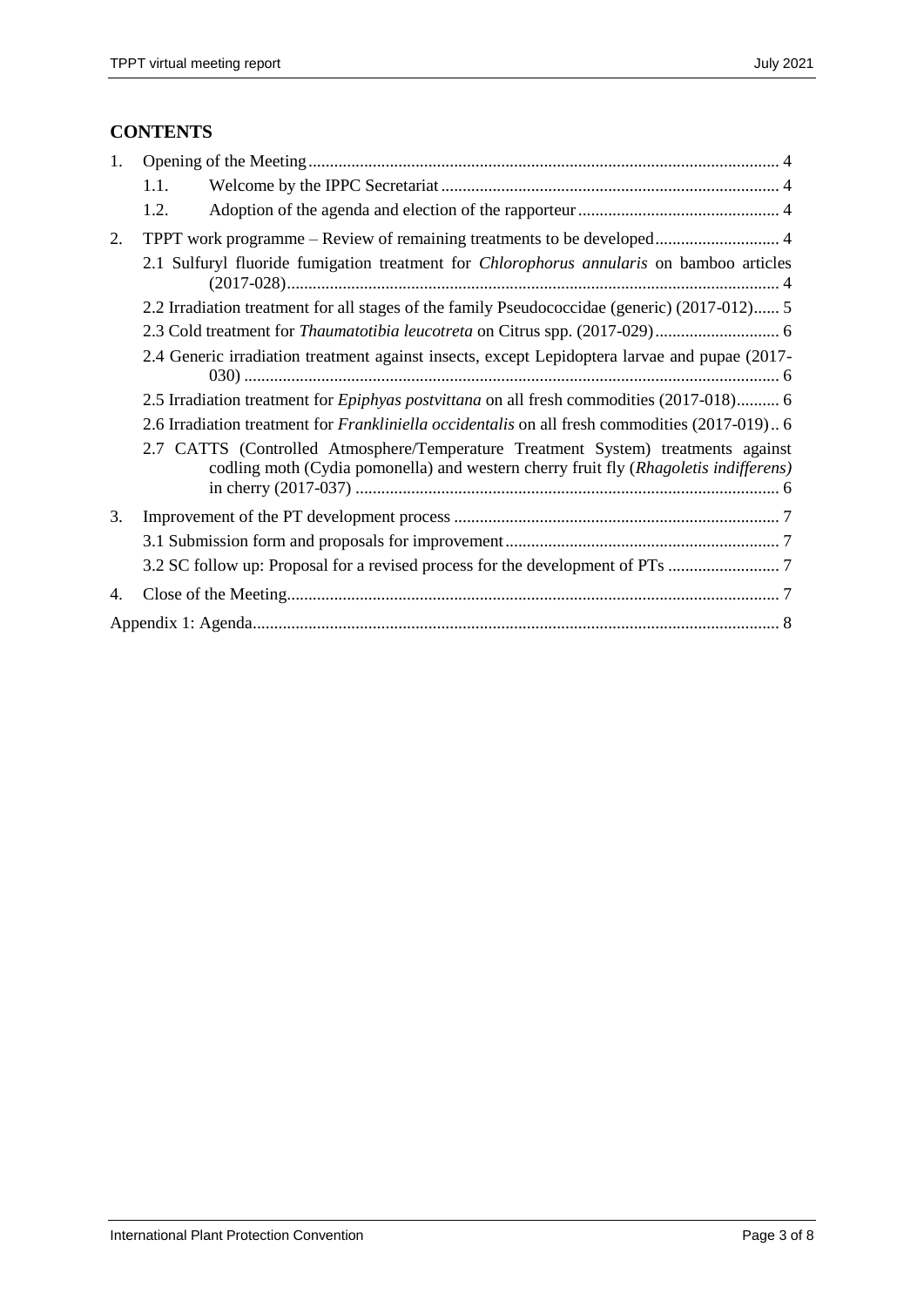## CONTENTS

1. Opening of the Meeting ... 4
   - 1.1. Welcome by the IPPC Secretariat ... 4
   - 1.2. Adoption of the agenda and election of the rapporteur ... 4
2. TPPT work programme – Review of remaining treatments to be developed ... 4
   - 2.1 Sulfuryl fluoride fumigation treatment for *Chlorophorus annularis* on bamboo articles (2017-028) ... 4
   - 2.2 Irradiation treatment for all stages of the family Pseudococcidae (generic) (2017-012) ... 5
   - 2.3 Cold treatment for *Thaumatotibia leucotreta* on Citrus spp. (2017-029) ... 6
   - 2.4 Generic irradiation treatment against insects, except Lepidoptera larvae and pupae (2017-030) ... 6
   - 2.5 Irradiation treatment for *Epiphyas postvittana* on all fresh commodities (2017-018) ... 6
   - 2.6 Irradiation treatment for *Frankliniella occidentalis* on all fresh commodities (2017-019) .. 6
   - 2.7 CATTS (Controlled Atmosphere/Temperature Treatment System) treatments against codling moth (Cydia pomonella) and western cherry fruit fly (*Rhagoletis indifferens)* in cherry (2017-037) ... 6
3. Improvement of the PT development process ... 7
   - 3.1 Submission form and proposals for improvement ... 7
   - 3.2 SC follow up: Proposal for a revised process for the development of PTs ... 7
4. Close of the Meeting ... 7

Appendix 1: Agenda ... 8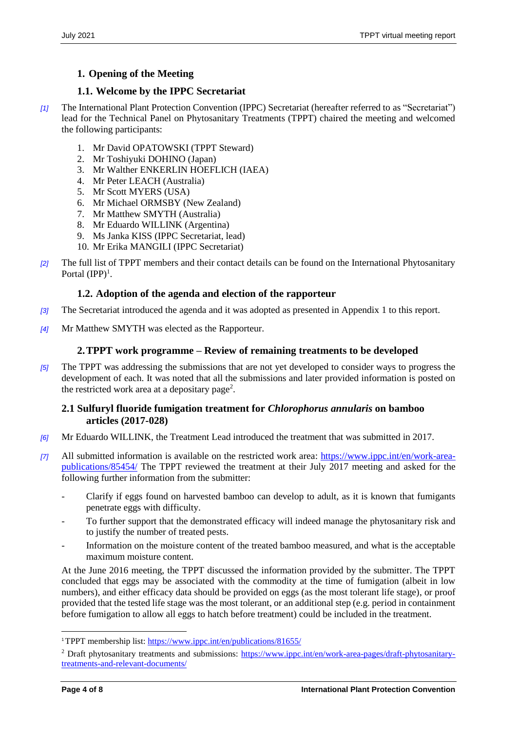## 1. Opening of the Meeting

### 1.1. Welcome by the IPPC Secretariat

*[1]* The International Plant Protection Convention (IPPC) Secretariat (hereafter referred to as "Secretariat") lead for the Technical Panel on Phytosanitary Treatments (TPPT) chaired the meeting and welcomed the following participants:

1. Mr David OPATOWSKI (TPPT Steward)
2. Mr Toshiyuki DOHINO (Japan)
3. Mr Walther ENKERLIN HOEFLICH (IAEA)
4. Mr Peter LEACH (Australia)
5. Mr Scott MYERS (USA)
6. Mr Michael ORMSBY (New Zealand)
7. Mr Matthew SMYTH (Australia)
8. Mr Eduardo WILLINK (Argentina)
9. Ms Janka KISS (IPPC Secretariat, lead)
10. Mr Erika MANGILI (IPPC Secretariat)

*[2]* The full list of TPPT members and their contact details can be found on the International Phytosanitary Portal (IPP)[1].

### 1.2. Adoption of the agenda and election of the rapporteur

*[3]* The Secretariat introduced the agenda and it was adopted as presented in Appendix 1 to this report.

*[4]* Mr Matthew SMYTH was elected as the Rapporteur.

## 2. TPPT work programme – Review of remaining treatments to be developed

*[5]* The TPPT was addressing the submissions that are not yet developed to consider ways to progress the development of each. It was noted that all the submissions and later provided information is posted on the restricted work area at a depositary page[2].

### 2.1 Sulfuryl fluoride fumigation treatment for *Chlorophorus annularis* on bamboo articles (2017-028)

*[6]* Mr Eduardo WILLINK, the Treatment Lead introduced the treatment that was submitted in 2017.

*[7]* All submitted information is available on the restricted work area: https://www.ippc.int/en/work-area-publications/85454/ The TPPT reviewed the treatment at their July 2017 meeting and asked for the following further information from the submitter:

- Clarify if eggs found on harvested bamboo can develop to adult, as it is known that fumigants penetrate eggs with difficulty.
- To further support that the demonstrated efficacy will indeed manage the phytosanitary risk and to justify the number of treated pests.
- Information on the moisture content of the treated bamboo measured, and what is the acceptable maximum moisture content.

At the June 2016 meeting, the TPPT discussed the information provided by the submitter. The TPPT concluded that eggs may be associated with the commodity at the time of fumigation (albeit in low numbers), and either efficacy data should be provided on eggs (as the most tolerant life stage), or proof provided that the tested life stage was the most tolerant, or an additional step (e.g. period in containment before fumigation to allow all eggs to hatch before treatment) could be included in the treatment.

---

[1] TPPT membership list: https://www.ippc.int/en/publications/81655/

[2] Draft phytosanitary treatments and submissions: https://www.ippc.int/en/work-area-pages/draft-phytosanitary-treatments-and-relevant-documents/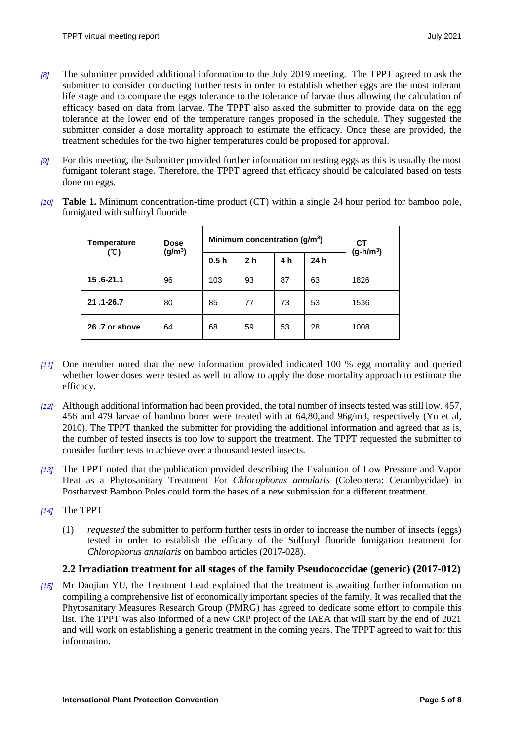*[8]* The submitter provided additional information to the July 2019 meeting. The TPPT agreed to ask the submitter to consider conducting further tests in order to establish whether eggs are the most tolerant life stage and to compare the eggs tolerance to the tolerance of larvae thus allowing the calculation of efficacy based on data from larvae. The TPPT also asked the submitter to provide data on the egg tolerance at the lower end of the temperature ranges proposed in the schedule. They suggested the submitter consider a dose mortality approach to estimate the efficacy. Once these are provided, the treatment schedules for the two higher temperatures could be proposed for approval.

*[9]* For this meeting, the Submitter provided further information on testing eggs as this is usually the most fumigant tolerant stage. Therefore, the TPPT agreed that efficacy should be calculated based on tests done on eggs.

*[10]* **Table 1.** Minimum concentration-time product (CT) within a single 24 hour period for bamboo pole, fumigated with sulfuryl fluoride

| Temperature (℃) | Dose ($g/m^3$) | Minimum concentration ($g/m^3$) | | | | CT ($g\text{-}h/m^3$) |
|---|---|---|---|---|---|---|
| | | 0.5 h | 2 h | 4 h | 24 h | |
| **15 .6-21.1** | 96 | 103 | 93 | 87 | 63 | 1826 |
| **21 .1-26.7** | 80 | 85 | 77 | 73 | 53 | 1536 |
| **26 .7 or above** | 64 | 68 | 59 | 53 | 28 | 1008 |

*[11]* One member noted that the new information provided indicated 100 % egg mortality and queried whether lower doses were tested as well to allow to apply the dose mortality approach to estimate the efficacy.

*[12]* Although additional information had been provided, the total number of insects tested was still low. 457, 456 and 479 larvae of bamboo borer were treated with at 64,80,and 96g/m3, respectively (Yu et al, 2010). The TPPT thanked the submitter for providing the additional information and agreed that as is, the number of tested insects is too low to support the treatment. The TPPT requested the submitter to consider further tests to achieve over a thousand tested insects.

*[13]* The TPPT noted that the publication provided describing the Evaluation of Low Pressure and Vapor Heat as a Phytosanitary Treatment For *Chlorophorus annularis* (Coleoptera: Cerambycidae) in Postharvest Bamboo Poles could form the bases of a new submission for a different treatment.

*[14]* The TPPT

(1) *requested* the submitter to perform further tests in order to increase the number of insects (eggs) tested in order to establish the efficacy of the Sulfuryl fluoride fumigation treatment for *Chlorophorus annularis* on bamboo articles (2017-028).

## 2.2 Irradiation treatment for all stages of the family Pseudococcidae (generic) (2017-012)

*[15]* Mr Daojian YU, the Treatment Lead explained that the treatment is awaiting further information on compiling a comprehensive list of economically important species of the family. It was recalled that the Phytosanitary Measures Research Group (PMRG) has agreed to dedicate some effort to compile this list. The TPPT was also informed of a new CRP project of the IAEA that will start by the end of 2021 and will work on establishing a generic treatment in the coming years. The TPPT agreed to wait for this information.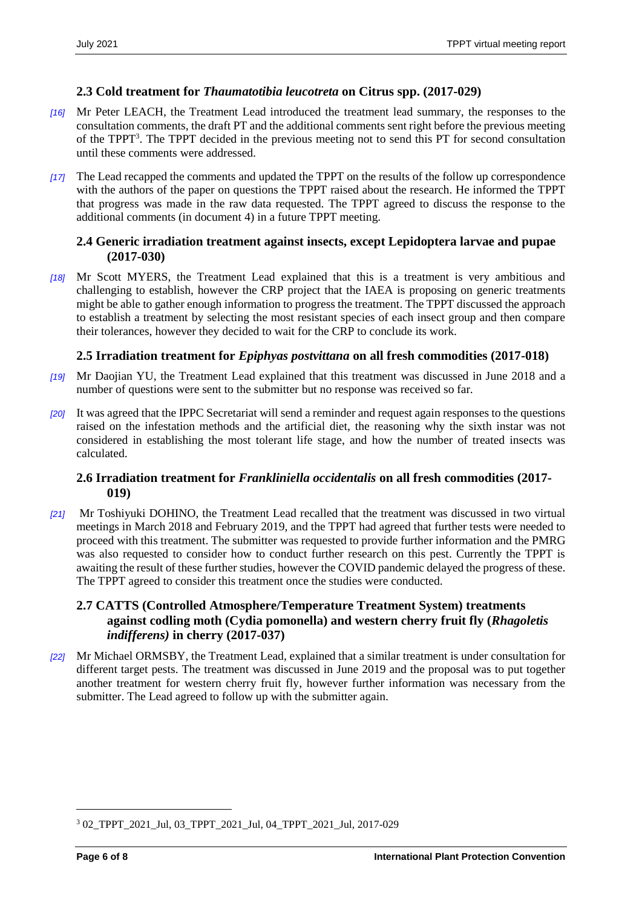### 2.3 Cold treatment for *Thaumatotibia leucotreta* on Citrus spp. (2017-029)

*[16]* Mr Peter LEACH, the Treatment Lead introduced the treatment lead summary, the responses to the consultation comments, the draft PT and the additional comments sent right before the previous meeting of the TPPT[3]. The TPPT decided in the previous meeting not to send this PT for second consultation until these comments were addressed.

*[17]* The Lead recapped the comments and updated the TPPT on the results of the follow up correspondence with the authors of the paper on questions the TPPT raised about the research. He informed the TPPT that progress was made in the raw data requested. The TPPT agreed to discuss the response to the additional comments (in document 4) in a future TPPT meeting.

### 2.4 Generic irradiation treatment against insects, except Lepidoptera larvae and pupae (2017-030)

*[18]* Mr Scott MYERS, the Treatment Lead explained that this is a treatment is very ambitious and challenging to establish, however the CRP project that the IAEA is proposing on generic treatments might be able to gather enough information to progress the treatment. The TPPT discussed the approach to establish a treatment by selecting the most resistant species of each insect group and then compare their tolerances, however they decided to wait for the CRP to conclude its work.

### 2.5 Irradiation treatment for *Epiphyas postvittana* on all fresh commodities (2017-018)

*[19]* Mr Daojian YU, the Treatment Lead explained that this treatment was discussed in June 2018 and a number of questions were sent to the submitter but no response was received so far.

*[20]* It was agreed that the IPPC Secretariat will send a reminder and request again responses to the questions raised on the infestation methods and the artificial diet, the reasoning why the sixth instar was not considered in establishing the most tolerant life stage, and how the number of treated insects was calculated.

### 2.6 Irradiation treatment for *Frankliniella occidentalis* on all fresh commodities (2017-019)

*[21]* Mr Toshiyuki DOHINO, the Treatment Lead recalled that the treatment was discussed in two virtual meetings in March 2018 and February 2019, and the TPPT had agreed that further tests were needed to proceed with this treatment. The submitter was requested to provide further information and the PMRG was also requested to consider how to conduct further research on this pest. Currently the TPPT is awaiting the result of these further studies, however the COVID pandemic delayed the progress of these. The TPPT agreed to consider this treatment once the studies were conducted.

### 2.7 CATTS (Controlled Atmosphere/Temperature Treatment System) treatments against codling moth (Cydia pomonella) and western cherry fruit fly (*Rhagoletis indifferens)* in cherry (2017-037)

*[22]* Mr Michael ORMSBY, the Treatment Lead, explained that a similar treatment is under consultation for different target pests. The treatment was discussed in June 2019 and the proposal was to put together another treatment for western cherry fruit fly, however further information was necessary from the submitter. The Lead agreed to follow up with the submitter again.

---

[3] 02_TPPT_2021_Jul, 03_TPPT_2021_Jul, 04_TPPT_2021_Jul, 2017-029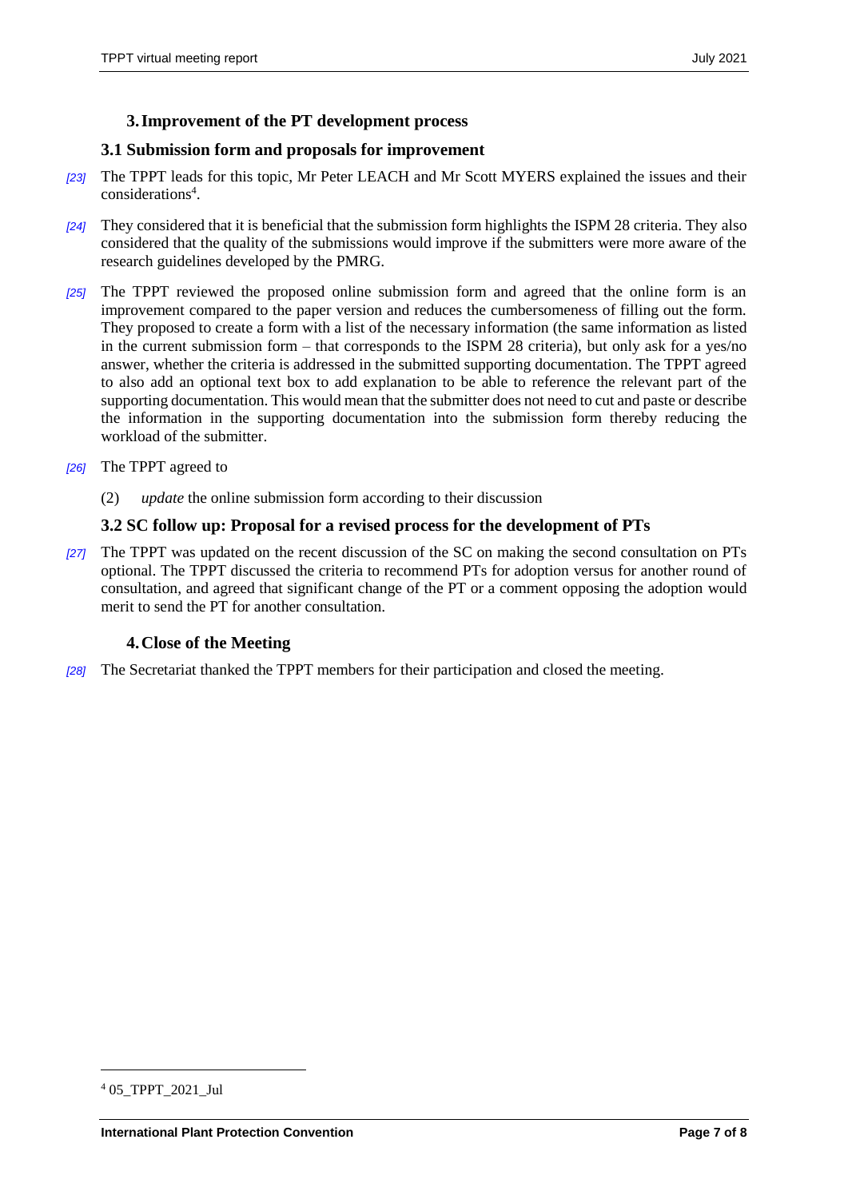## 3. Improvement of the PT development process

### 3.1 Submission form and proposals for improvement

[23] The TPPT leads for this topic, Mr Peter LEACH and Mr Scott MYERS explained the issues and their considerations[4].

[24] They considered that it is beneficial that the submission form highlights the ISPM 28 criteria. They also considered that the quality of the submissions would improve if the submitters were more aware of the research guidelines developed by the PMRG.

[25] The TPPT reviewed the proposed online submission form and agreed that the online form is an improvement compared to the paper version and reduces the cumbersomeness of filling out the form. They proposed to create a form with a list of the necessary information (the same information as listed in the current submission form – that corresponds to the ISPM 28 criteria), but only ask for a yes/no answer, whether the criteria is addressed in the submitted supporting documentation. The TPPT agreed to also add an optional text box to add explanation to be able to reference the relevant part of the supporting documentation. This would mean that the submitter does not need to cut and paste or describe the information in the supporting documentation into the submission form thereby reducing the workload of the submitter.

[26] The TPPT agreed to

(2) *update* the online submission form according to their discussion

### 3.2 SC follow up: Proposal for a revised process for the development of PTs

[27] The TPPT was updated on the recent discussion of the SC on making the second consultation on PTs optional. The TPPT discussed the criteria to recommend PTs for adoption versus for another round of consultation, and agreed that significant change of the PT or a comment opposing the adoption would merit to send the PT for another consultation.

## 4. Close of the Meeting

[28] The Secretariat thanked the TPPT members for their participation and closed the meeting.

---

[4] 05_TPPT_2021_Jul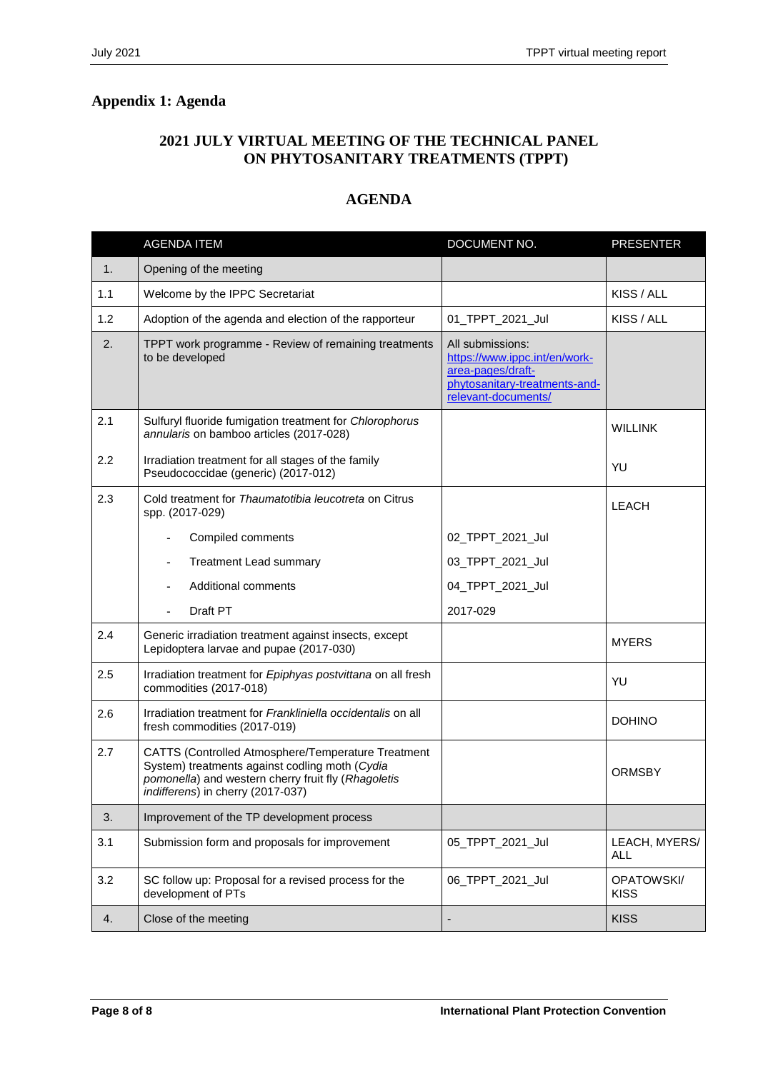## Appendix 1: Agenda

### 2021 JULY VIRTUAL MEETING OF THE TECHNICAL PANEL ON PHYTOSANITARY TREATMENTS (TPPT)

### AGENDA

| | AGENDA ITEM | DOCUMENT NO. | PRESENTER |
|---|---|---|---|
| 1. | Opening of the meeting | | |
| 1.1 | Welcome by the IPPC Secretariat | | KISS / ALL |
| 1.2 | Adoption of the agenda and election of the rapporteur | 01_TPPT_2021_Jul | KISS / ALL |
| 2. | TPPT work programme - Review of remaining treatments to be developed | All submissions: [https://www.ippc.int/en/work-area-pages/draft-phytosanitary-treatments-and-relevant-documents/](https://www.ippc.int/en/work-area-pages/draft-phytosanitary-treatments-and-relevant-documents/) | |
| 2.1 | Sulfuryl fluoride fumigation treatment for *Chlorophorus annularis* on bamboo articles (2017-028) | | WILLINK |
| 2.2 | Irradiation treatment for all stages of the family Pseudococcidae (generic) (2017-012) | | YU |
| 2.3 | Cold treatment for *Thaumatotibia leucotreta* on Citrus spp. (2017-029) | | LEACH |
| | - Compiled comments | 02_TPPT_2021_Jul | |
| | - Treatment Lead summary | 03_TPPT_2021_Jul | |
| | - Additional comments | 04_TPPT_2021_Jul | |
| | - Draft PT | 2017-029 | |
| 2.4 | Generic irradiation treatment against insects, except Lepidoptera larvae and pupae (2017-030) | | MYERS |
| 2.5 | Irradiation treatment for *Epiphyas postvittana* on all fresh commodities (2017-018) | | YU |
| 2.6 | Irradiation treatment for *Frankliniella occidentalis* on all fresh commodities (2017-019) | | DOHINO |
| 2.7 | CATTS (Controlled Atmosphere/Temperature Treatment System) treatments against codling moth (*Cydia pomonella*) and western cherry fruit fly (*Rhagoletis indifferens*) in cherry (2017-037) | | ORMSBY |
| 3. | Improvement of the TP development process | | |
| 3.1 | Submission form and proposals for improvement | 05_TPPT_2021_Jul | LEACH, MYERS/ ALL |
| 3.2 | SC follow up: Proposal for a revised process for the development of PTs | 06_TPPT_2021_Jul | OPATOWSKI/ KISS |
| 4. | Close of the meeting | - | KISS |